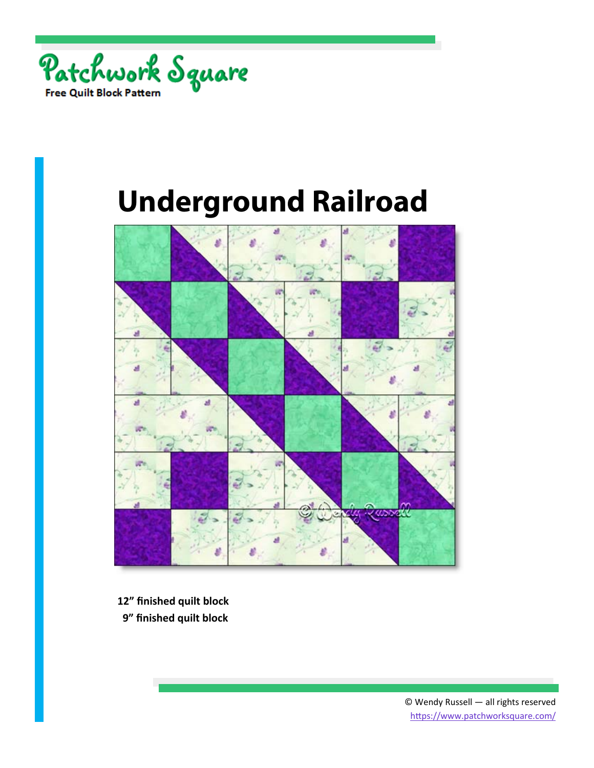Patchwork Square

Free Quilt Block Pattern

# Underground Railroad

**12" finished quilt block**

**9" finished quilt block**

© Wendy Russell — all rights reserved

https://www.patchworksquare.com/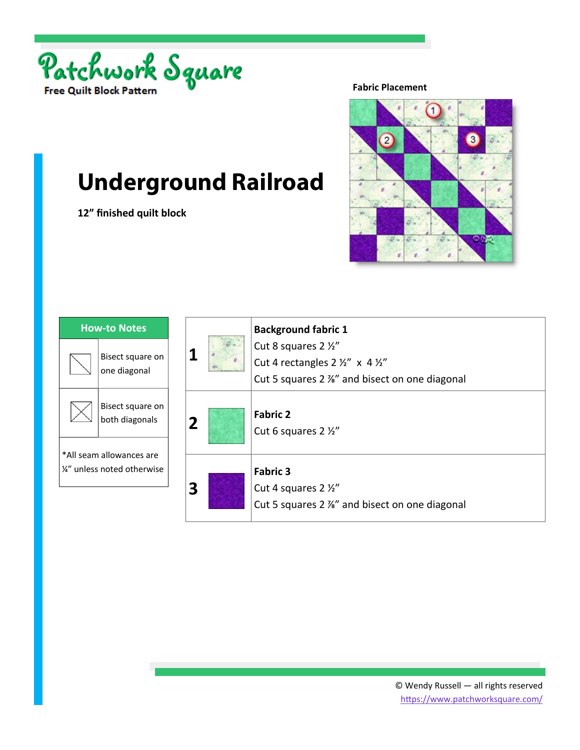Patchwork Square

Free Quilt Block Pattern

Fabric Placement

# Underground Railroad

**12" finished quilt block**

| How-to Notes | |
|---|---|
| | Bisect square on one diagonal |
| | Bisect square on both diagonals |
| *All seam allowances are ¼" unless noted otherwise | |

| | | |
|---|---|---|
| **1** | | **Background fabric 1**<br>Cut 8 squares 2 ½"<br>Cut 4 rectangles 2 ½" x 4 ½"<br>Cut 5 squares 2 ⅞" and bisect on one diagonal |
| **2** | | **Fabric 2**<br>Cut 6 squares 2 ½" |
| **3** | | **Fabric 3**<br>Cut 4 squares 2 ½"<br>Cut 5 squares 2 ⅞" and bisect on one diagonal |

© Wendy Russell — all rights reserved
https://www.patchworksquare.com/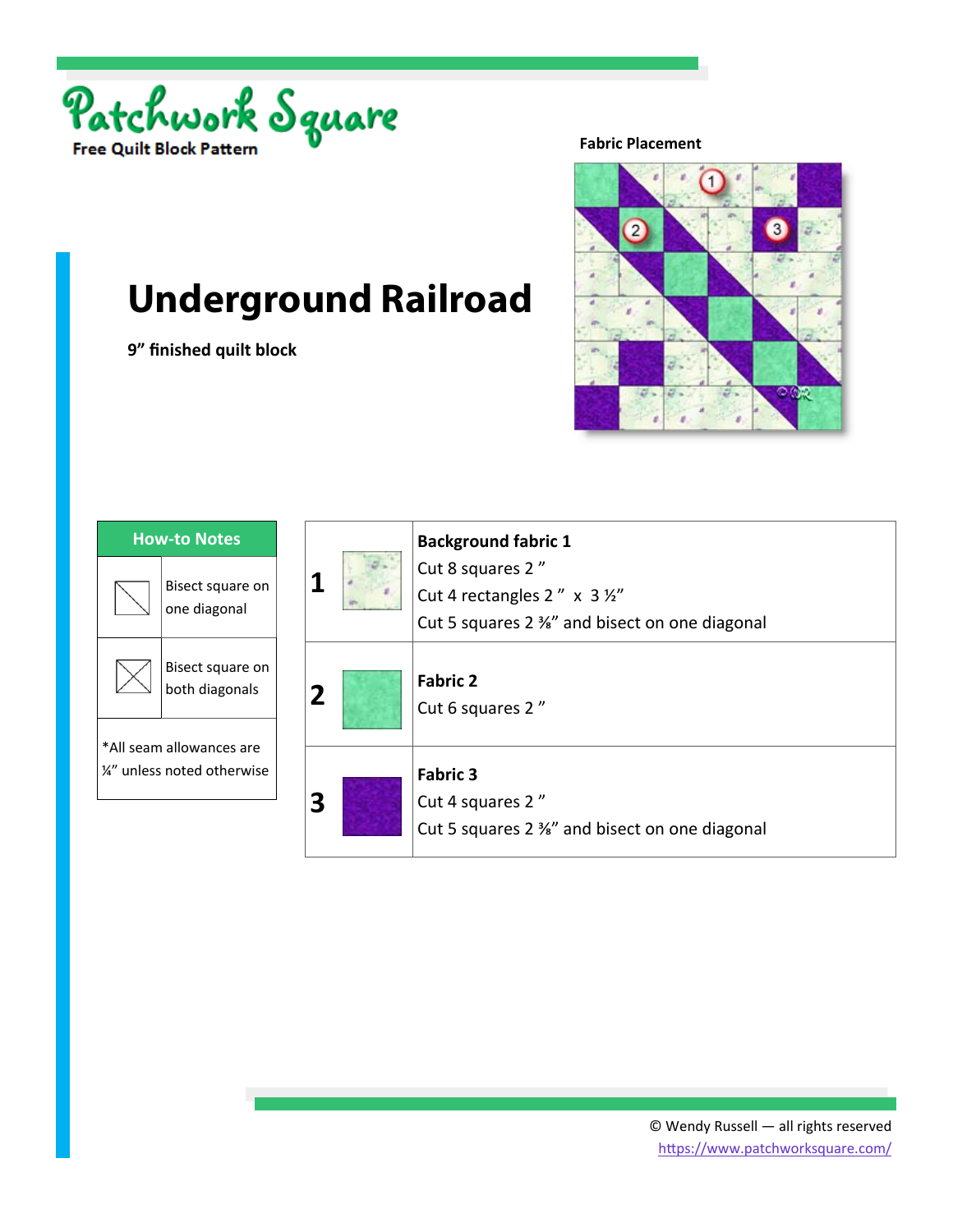Patchwork Square

Free Quilt Block Pattern

Fabric Placement

# Underground Railroad

**9" finished quilt block**

| How-to Notes | |
|---|---|
| | Bisect square on one diagonal |
| | Bisect square on both diagonals |
| *All seam allowances are ¼" unless noted otherwise | |

| | | |
|---|---|---|
| **1** | | **Background fabric 1**<br>Cut 8 squares 2 "<br>Cut 4 rectangles 2 " x 3 ½"<br>Cut 5 squares 2 ⅜" and bisect on one diagonal |
| **2** | | **Fabric 2**<br>Cut 6 squares 2 " |
| **3** | | **Fabric 3**<br>Cut 4 squares 2 "<br>Cut 5 squares 2 ⅜" and bisect on one diagonal |

© Wendy Russell — all rights reserved
https://www.patchworksquare.com/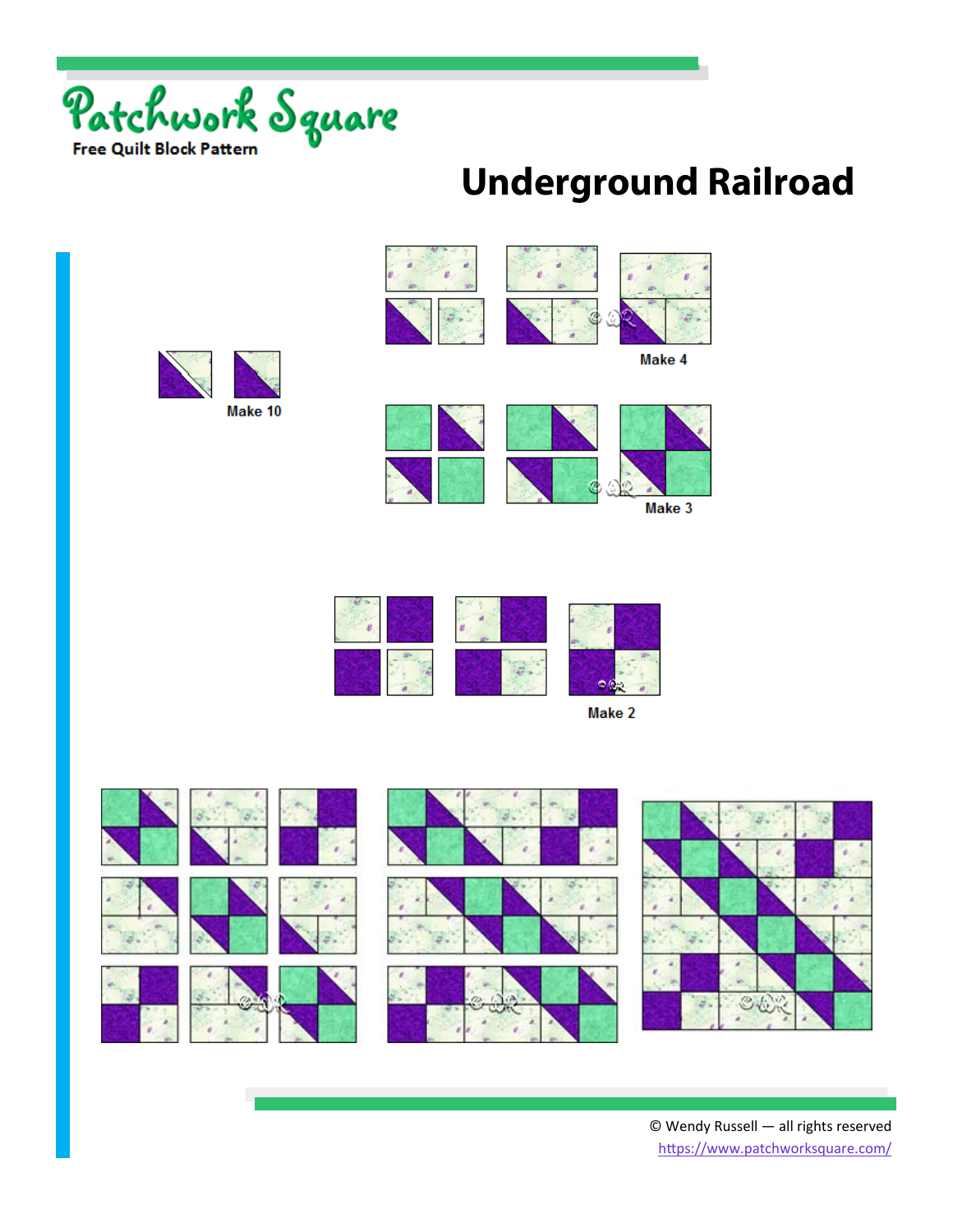Patchwork Square

Free Quilt Block Pattern

# Underground Railroad

Make 10

Make 4

Make 3

Make 2

© Wendy Russell — all rights reserved

https://www.patchworksquare.com/